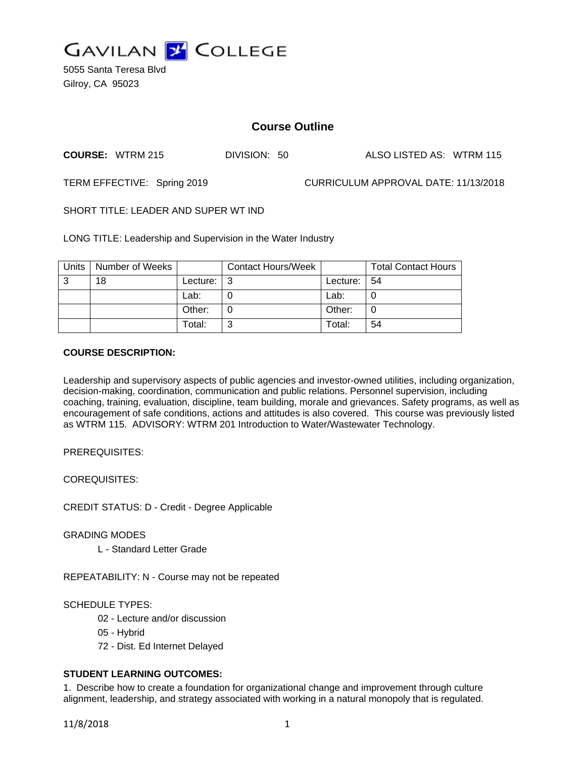# Gavilan College

5055 Santa Teresa Blvd
Gilroy, CA 95023

## Course Outline

**COURSE:** WTRM 215 DIVISION: 50 ALSO LISTED AS: WTRM 115

TERM EFFECTIVE: Spring 2019 CURRICULUM APPROVAL DATE: 11/13/2018

SHORT TITLE: LEADER AND SUPER WT IND

LONG TITLE: Leadership and Supervision in the Water Industry

| Units | Number of Weeks | | Contact Hours/Week | | Total Contact Hours |
|---|---|---|---|---|---|
| 3 | 18 | Lecture: | 3 | Lecture: | 54 |
| | | Lab: | 0 | Lab: | 0 |
| | | Other: | 0 | Other: | 0 |
| | | Total: | 3 | Total: | 54 |

### COURSE DESCRIPTION:

Leadership and supervisory aspects of public agencies and investor-owned utilities, including organization, decision-making, coordination, communication and public relations. Personnel supervision, including coaching, training, evaluation, discipline, team building, morale and grievances. Safety programs, as well as encouragement of safe conditions, actions and attitudes is also covered. This course was previously listed as WTRM 115. ADVISORY: WTRM 201 Introduction to Water/Wastewater Technology.

PREREQUISITES:

COREQUISITES:

CREDIT STATUS: D - Credit - Degree Applicable

GRADING MODES

L - Standard Letter Grade

REPEATABILITY: N - Course may not be repeated

SCHEDULE TYPES:

02 - Lecture and/or discussion
05 - Hybrid
72 - Dist. Ed Internet Delayed

### STUDENT LEARNING OUTCOMES:

1. Describe how to create a foundation for organizational change and improvement through culture alignment, leadership, and strategy associated with working in a natural monopoly that is regulated.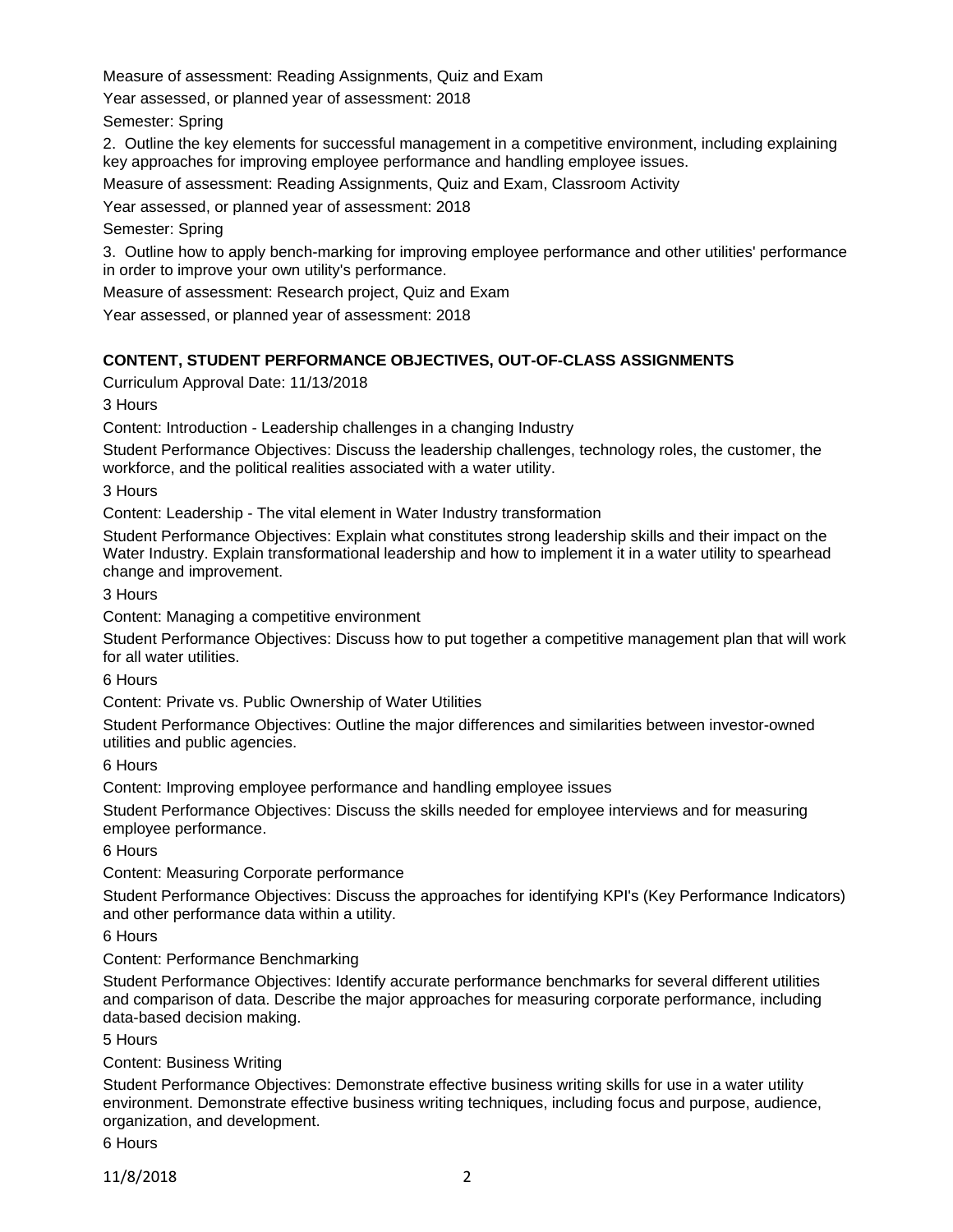Measure of assessment: Reading Assignments, Quiz and Exam

Year assessed, or planned year of assessment: 2018

Semester: Spring

2. Outline the key elements for successful management in a competitive environment, including explaining key approaches for improving employee performance and handling employee issues.

Measure of assessment: Reading Assignments, Quiz and Exam, Classroom Activity

Year assessed, or planned year of assessment: 2018

Semester: Spring

3. Outline how to apply bench-marking for improving employee performance and other utilities' performance in order to improve your own utility's performance.

Measure of assessment: Research project, Quiz and Exam

Year assessed, or planned year of assessment: 2018

## CONTENT, STUDENT PERFORMANCE OBJECTIVES, OUT-OF-CLASS ASSIGNMENTS

Curriculum Approval Date: 11/13/2018

3 Hours

Content: Introduction - Leadership challenges in a changing Industry

Student Performance Objectives: Discuss the leadership challenges, technology roles, the customer, the workforce, and the political realities associated with a water utility.

3 Hours

Content: Leadership - The vital element in Water Industry transformation

Student Performance Objectives: Explain what constitutes strong leadership skills and their impact on the Water Industry. Explain transformational leadership and how to implement it in a water utility to spearhead change and improvement.

3 Hours

Content: Managing a competitive environment

Student Performance Objectives: Discuss how to put together a competitive management plan that will work for all water utilities.

6 Hours

Content: Private vs. Public Ownership of Water Utilities

Student Performance Objectives: Outline the major differences and similarities between investor-owned utilities and public agencies.

6 Hours

Content: Improving employee performance and handling employee issues

Student Performance Objectives: Discuss the skills needed for employee interviews and for measuring employee performance.

6 Hours

Content: Measuring Corporate performance

Student Performance Objectives: Discuss the approaches for identifying KPI's (Key Performance Indicators) and other performance data within a utility.

6 Hours

Content: Performance Benchmarking

Student Performance Objectives: Identify accurate performance benchmarks for several different utilities and comparison of data. Describe the major approaches for measuring corporate performance, including data-based decision making.

5 Hours

Content: Business Writing

Student Performance Objectives: Demonstrate effective business writing skills for use in a water utility environment. Demonstrate effective business writing techniques, including focus and purpose, audience, organization, and development.

6 Hours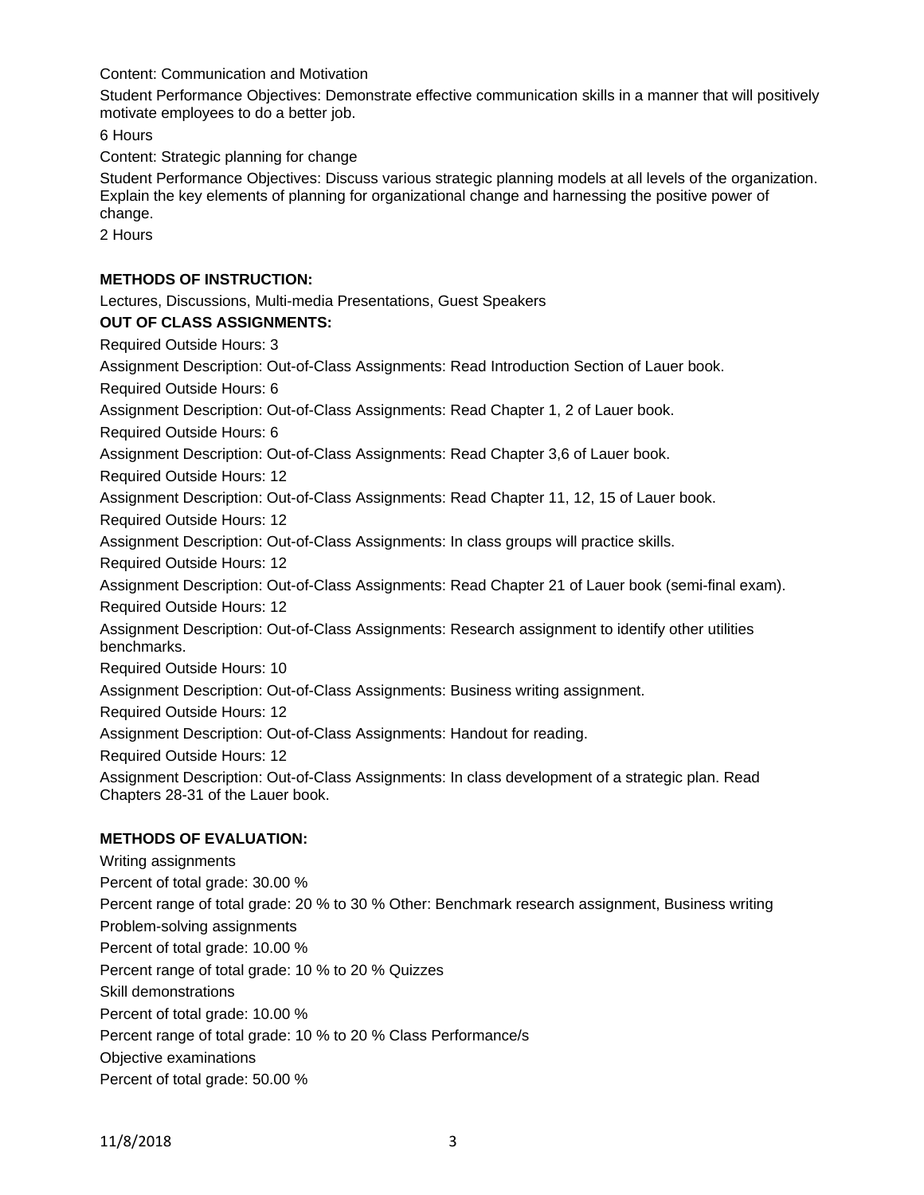Content: Communication and Motivation

Student Performance Objectives: Demonstrate effective communication skills in a manner that will positively motivate employees to do a better job.

6 Hours

Content: Strategic planning for change

Student Performance Objectives: Discuss various strategic planning models at all levels of the organization. Explain the key elements of planning for organizational change and harnessing the positive power of change.

2 Hours

**METHODS OF INSTRUCTION:**

Lectures, Discussions, Multi-media Presentations, Guest Speakers

**OUT OF CLASS ASSIGNMENTS:**

Required Outside Hours: 3

Assignment Description: Out-of-Class Assignments: Read Introduction Section of Lauer book.

Required Outside Hours: 6

Assignment Description: Out-of-Class Assignments: Read Chapter 1, 2 of Lauer book.

Required Outside Hours: 6

Assignment Description: Out-of-Class Assignments: Read Chapter 3,6 of Lauer book.

Required Outside Hours: 12

Assignment Description: Out-of-Class Assignments: Read Chapter 11, 12, 15 of Lauer book.

Required Outside Hours: 12

Assignment Description: Out-of-Class Assignments: In class groups will practice skills.

Required Outside Hours: 12

Assignment Description: Out-of-Class Assignments: Read Chapter 21 of Lauer book (semi-final exam).

Required Outside Hours: 12

Assignment Description: Out-of-Class Assignments: Research assignment to identify other utilities benchmarks.

Required Outside Hours: 10

Assignment Description: Out-of-Class Assignments: Business writing assignment.

Required Outside Hours: 12

Assignment Description: Out-of-Class Assignments: Handout for reading.

Required Outside Hours: 12

Assignment Description: Out-of-Class Assignments: In class development of a strategic plan. Read Chapters 28-31 of the Lauer book.

**METHODS OF EVALUATION:**

Writing assignments

Percent of total grade: 30.00 %

Percent range of total grade: 20 % to 30 % Other: Benchmark research assignment, Business writing

Problem-solving assignments

Percent of total grade: 10.00 %

Percent range of total grade: 10 % to 20 % Quizzes

Skill demonstrations

Percent of total grade: 10.00 %

Percent range of total grade: 10 % to 20 % Class Performance/s

Objective examinations

Percent of total grade: 50.00 %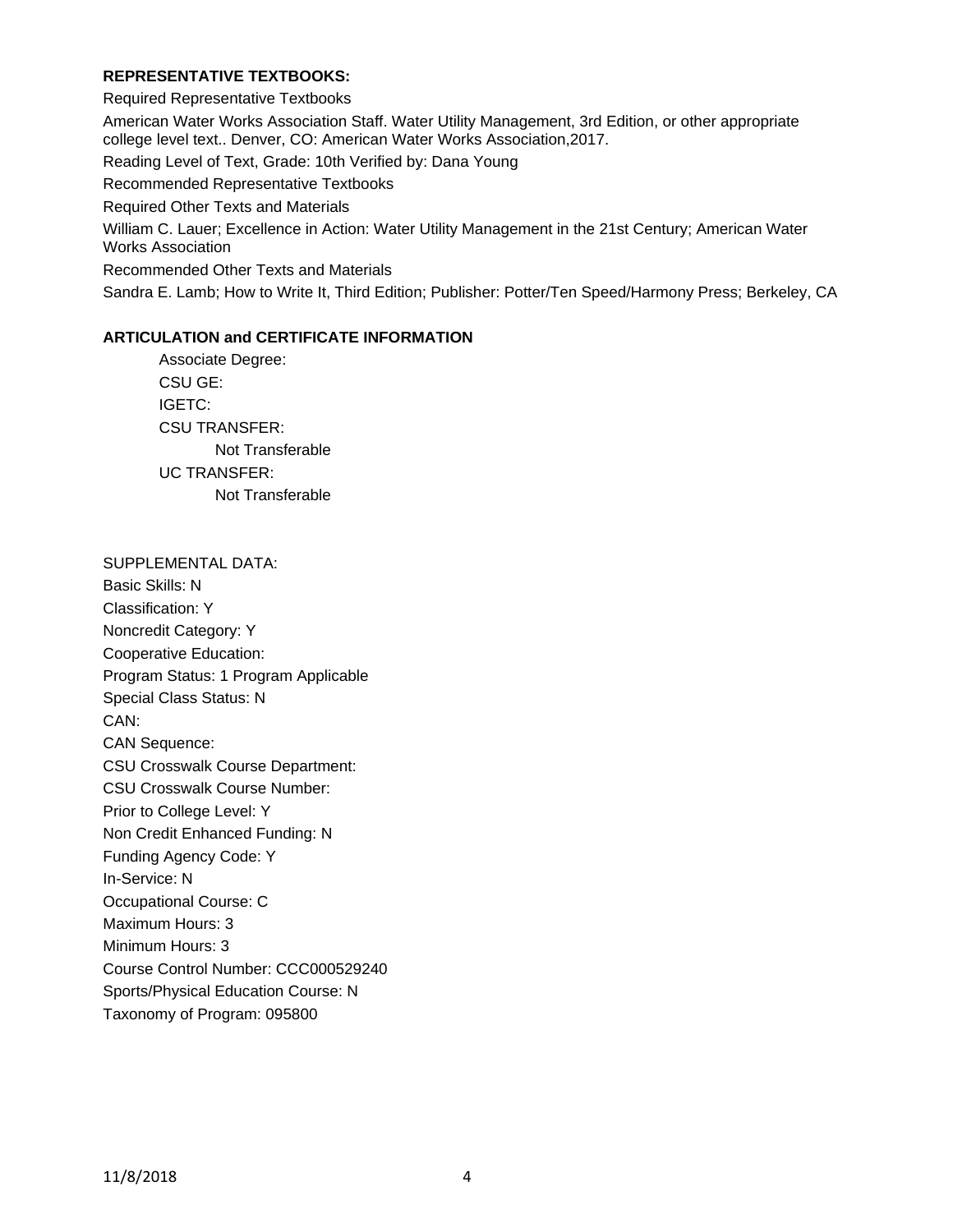**REPRESENTATIVE TEXTBOOKS:**

Required Representative Textbooks

American Water Works Association Staff. Water Utility Management, 3rd Edition, or other appropriate college level text.. Denver, CO: American Water Works Association,2017.

Reading Level of Text, Grade: 10th Verified by: Dana Young

Recommended Representative Textbooks

Required Other Texts and Materials

William C. Lauer; Excellence in Action: Water Utility Management in the 21st Century; American Water Works Association

Recommended Other Texts and Materials

Sandra E. Lamb; How to Write It, Third Edition; Publisher: Potter/Ten Speed/Harmony Press; Berkeley, CA

**ARTICULATION and CERTIFICATE INFORMATION**

Associate Degree:
CSU GE:
IGETC:
CSU TRANSFER:
Not Transferable
UC TRANSFER:
Not Transferable

SUPPLEMENTAL DATA:
Basic Skills: N
Classification: Y
Noncredit Category: Y
Cooperative Education:
Program Status: 1 Program Applicable
Special Class Status: N
CAN:
CAN Sequence:
CSU Crosswalk Course Department:
CSU Crosswalk Course Number:
Prior to College Level: Y
Non Credit Enhanced Funding: N
Funding Agency Code: Y
In-Service: N
Occupational Course: C
Maximum Hours: 3
Minimum Hours: 3
Course Control Number: CCC000529240
Sports/Physical Education Course: N
Taxonomy of Program: 095800